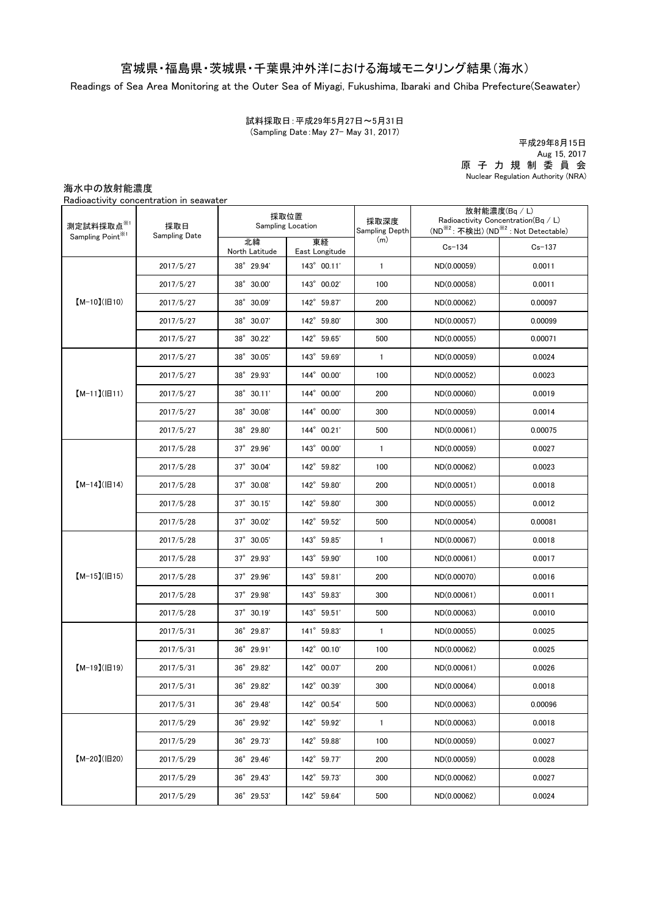# 宮城県・福島県・茨城県・千葉県沖外洋における海域モニタリング結果（海水）

Readings of Sea Area Monitoring at the Outer Sea of Miyagi, Fukushima, Ibaraki and Chiba Prefecture(Seawater)

試料採取日：平成29年5月27日～5月31日
(Sampling Date：May 27- May 31, 2017)

平成29年8月15日
Aug 15, 2017
原 子 力 規 制 委 員 会
Nuclear Regulation Authority (NRA)

## 海水中の放射能濃度

Radioactivity concentration in seawater

| 測定試料採取点※1 Sampling Point※1 | 採取日 Sampling Date | 採取位置 Sampling Location | | 採取深度 Sampling Depth (m) | 放射能濃度(Bq / L) Radioactivity Concentration(Bq / L) (ND※2：不検出) (ND※2 : Not Detectable) | |
|---|---|---|---|---|---|---|
| | | 北緯 North Latitude | 東経 East Longitude | | Cs-134 | Cs-137 |
| 【M-10】(旧10) | 2017/5/27 | 38° 29.94' | 143° 00.11' | 1 | ND(0.00059) | 0.0011 |
| | 2017/5/27 | 38° 30.00' | 143° 00.02' | 100 | ND(0.00058) | 0.0011 |
| | 2017/5/27 | 38° 30.09' | 142° 59.87' | 200 | ND(0.00062) | 0.00097 |
| | 2017/5/27 | 38° 30.07' | 142° 59.80' | 300 | ND(0.00057) | 0.00099 |
| | 2017/5/27 | 38° 30.22' | 142° 59.65' | 500 | ND(0.00055) | 0.00071 |
| 【M-11】(旧11) | 2017/5/27 | 38° 30.05' | 143° 59.69' | 1 | ND(0.00059) | 0.0024 |
| | 2017/5/27 | 38° 29.93' | 144° 00.00' | 100 | ND(0.00052) | 0.0023 |
| | 2017/5/27 | 38° 30.11' | 144° 00.00' | 200 | ND(0.00060) | 0.0019 |
| | 2017/5/27 | 38° 30.08' | 144° 00.00' | 300 | ND(0.00059) | 0.0014 |
| | 2017/5/27 | 38° 29.80' | 144° 00.21' | 500 | ND(0.00061) | 0.00075 |
| 【M-14】(旧14) | 2017/5/28 | 37° 29.96' | 143° 00.00' | 1 | ND(0.00059) | 0.0027 |
| | 2017/5/28 | 37° 30.04' | 142° 59.82' | 100 | ND(0.00062) | 0.0023 |
| | 2017/5/28 | 37° 30.08' | 142° 59.80' | 200 | ND(0.00051) | 0.0018 |
| | 2017/5/28 | 37° 30.15' | 142° 59.80' | 300 | ND(0.00055) | 0.0012 |
| | 2017/5/28 | 37° 30.02' | 142° 59.52' | 500 | ND(0.00054) | 0.00081 |
| 【M-15】(旧15) | 2017/5/28 | 37° 30.05' | 143° 59.85' | 1 | ND(0.00067) | 0.0018 |
| | 2017/5/28 | 37° 29.93' | 143° 59.90' | 100 | ND(0.00061) | 0.0017 |
| | 2017/5/28 | 37° 29.96' | 143° 59.81' | 200 | ND(0.00070) | 0.0016 |
| | 2017/5/28 | 37° 29.98' | 143° 59.83' | 300 | ND(0.00061) | 0.0011 |
| | 2017/5/28 | 37° 30.19' | 143° 59.51' | 500 | ND(0.00063) | 0.0010 |
| 【M-19】(旧19) | 2017/5/31 | 36° 29.87' | 141° 59.83' | 1 | ND(0.00055) | 0.0025 |
| | 2017/5/31 | 36° 29.91' | 142° 00.10' | 100 | ND(0.00062) | 0.0025 |
| | 2017/5/31 | 36° 29.82' | 142° 00.07' | 200 | ND(0.00061) | 0.0026 |
| | 2017/5/31 | 36° 29.82' | 142° 00.39' | 300 | ND(0.00064) | 0.0018 |
| | 2017/5/31 | 36° 29.48' | 142° 00.54' | 500 | ND(0.00063) | 0.00096 |
| 【M-20】(旧20) | 2017/5/29 | 36° 29.92' | 142° 59.92' | 1 | ND(0.00063) | 0.0018 |
| | 2017/5/29 | 36° 29.73' | 142° 59.88' | 100 | ND(0.00059) | 0.0027 |
| | 2017/5/29 | 36° 29.46' | 142° 59.77' | 200 | ND(0.00059) | 0.0028 |
| | 2017/5/29 | 36° 29.43' | 142° 59.73' | 300 | ND(0.00062) | 0.0027 |
| | 2017/5/29 | 36° 29.53' | 142° 59.64' | 500 | ND(0.00062) | 0.0024 |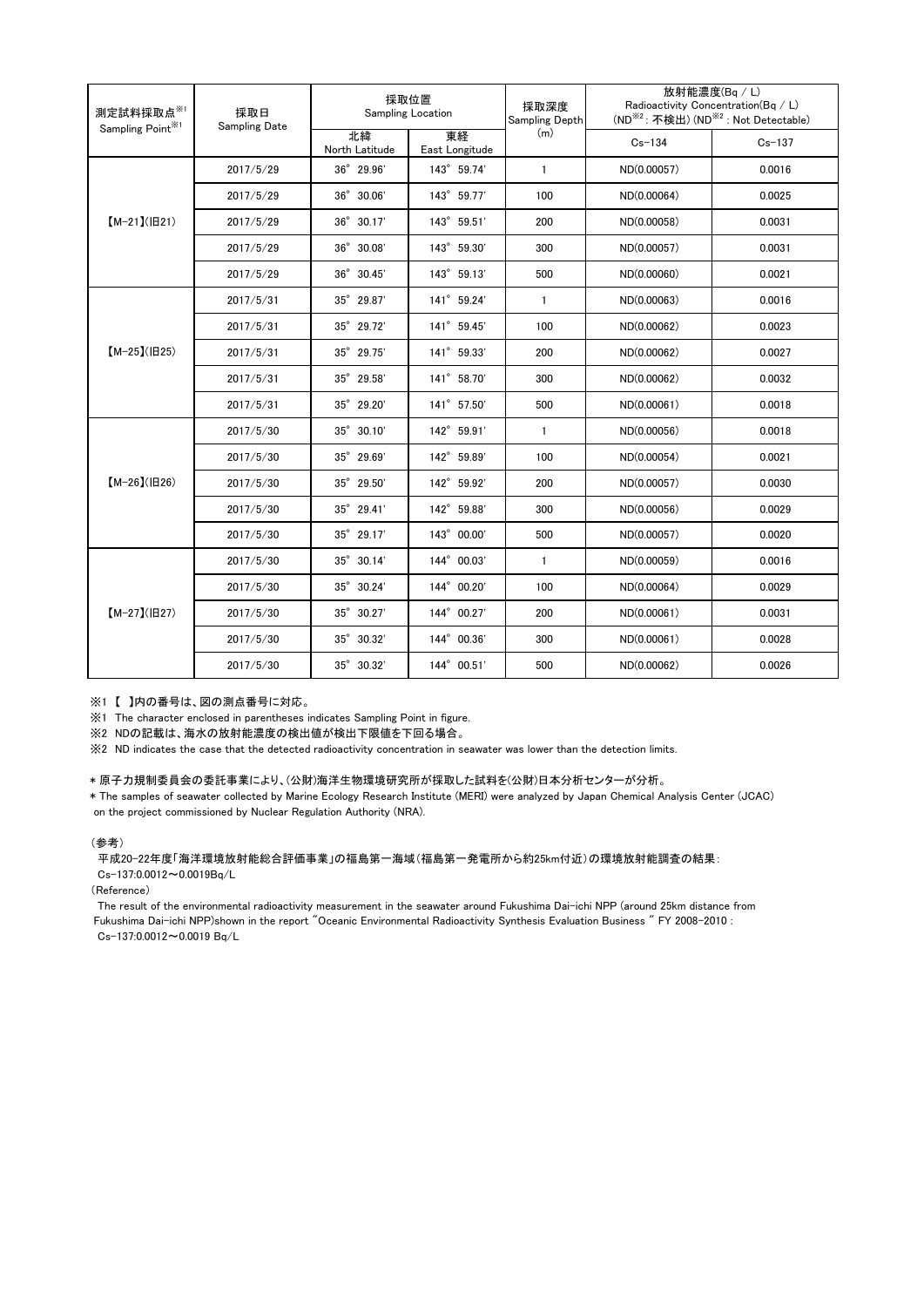| 測定試料採取点※1 Sampling Point※1 | 採取日 Sampling Date | 採取位置 Sampling Location | | 採取深度 Sampling Depth (m) | 放射能濃度(Bq / L) Radioactivity Concentration(Bq / L) (ND※2 : 不検出) (ND※2 : Not Detectable) | |
|---|---|---|---|---|---|---|
| | | 北緯 North Latitude | 東経 East Longitude | | Cs-134 | Cs-137 |
| 【M-21】(旧21) | 2017/5/29 | 36° 29.96' | 143° 59.74' | 1 | ND(0.00057) | 0.0016 |
| | 2017/5/29 | 36° 30.06' | 143° 59.77' | 100 | ND(0.00064) | 0.0025 |
| | 2017/5/29 | 36° 30.17' | 143° 59.51' | 200 | ND(0.00058) | 0.0031 |
| | 2017/5/29 | 36° 30.08' | 143° 59.30' | 300 | ND(0.00057) | 0.0031 |
| | 2017/5/29 | 36° 30.45' | 143° 59.13' | 500 | ND(0.00060) | 0.0021 |
| 【M-25】(旧25) | 2017/5/31 | 35° 29.87' | 141° 59.24' | 1 | ND(0.00063) | 0.0016 |
| | 2017/5/31 | 35° 29.72' | 141° 59.45' | 100 | ND(0.00062) | 0.0023 |
| | 2017/5/31 | 35° 29.75' | 141° 59.33' | 200 | ND(0.00062) | 0.0027 |
| | 2017/5/31 | 35° 29.58' | 141° 58.70' | 300 | ND(0.00062) | 0.0032 |
| | 2017/5/31 | 35° 29.20' | 141° 57.50' | 500 | ND(0.00061) | 0.0018 |
| 【M-26】(旧26) | 2017/5/30 | 35° 30.10' | 142° 59.91' | 1 | ND(0.00056) | 0.0018 |
| | 2017/5/30 | 35° 29.69' | 142° 59.89' | 100 | ND(0.00054) | 0.0021 |
| | 2017/5/30 | 35° 29.50' | 142° 59.92' | 200 | ND(0.00057) | 0.0030 |
| | 2017/5/30 | 35° 29.41' | 142° 59.88' | 300 | ND(0.00056) | 0.0029 |
| | 2017/5/30 | 35° 29.17' | 143° 00.00' | 500 | ND(0.00057) | 0.0020 |
| 【M-27】(旧27) | 2017/5/30 | 35° 30.14' | 144° 00.03' | 1 | ND(0.00059) | 0.0016 |
| | 2017/5/30 | 35° 30.24' | 144° 00.20' | 100 | ND(0.00064) | 0.0029 |
| | 2017/5/30 | 35° 30.27' | 144° 00.27' | 200 | ND(0.00061) | 0.0031 |
| | 2017/5/30 | 35° 30.32' | 144° 00.36' | 300 | ND(0.00061) | 0.0028 |
| | 2017/5/30 | 35° 30.32' | 144° 00.51' | 500 | ND(0.00062) | 0.0026 |

※1 【 】内の番号は、図の測点番号に対応。

※1 The character enclosed in parentheses indicates Sampling Point in figure.

※2 NDの記載は、海水の放射能濃度の検出値が検出下限値を下回る場合。

※2 ND indicates the case that the detected radioactivity concentration in seawater was lower than the detection limits.

＊原子力規制委員会の委託事業により、(公財)海洋生物環境研究所が採取した試料を(公財)日本分析センターが分析。

＊The samples of seawater collected by Marine Ecology Research Institute (MERI) were analyzed by Japan Chemical Analysis Center (JCAC) on the project commissioned by Nuclear Regulation Authority (NRA).

(参考)

平成20-22年度「海洋環境放射能総合評価事業」の福島第一海域(福島第一発電所から約25km付近)の環境放射能調査の結果：
Cs-137:0.0012～0.0019Bq/L

(Reference)

The result of the environmental radioactivity measurement in the seawater around Fukushima Dai-ichi NPP (around 25km distance from Fukushima Dai-ichi NPP)shown in the report "Oceanic Environmental Radioactivity Synthesis Evaluation Business " FY 2008-2010 :
Cs-137:0.0012～0.0019 Bq/L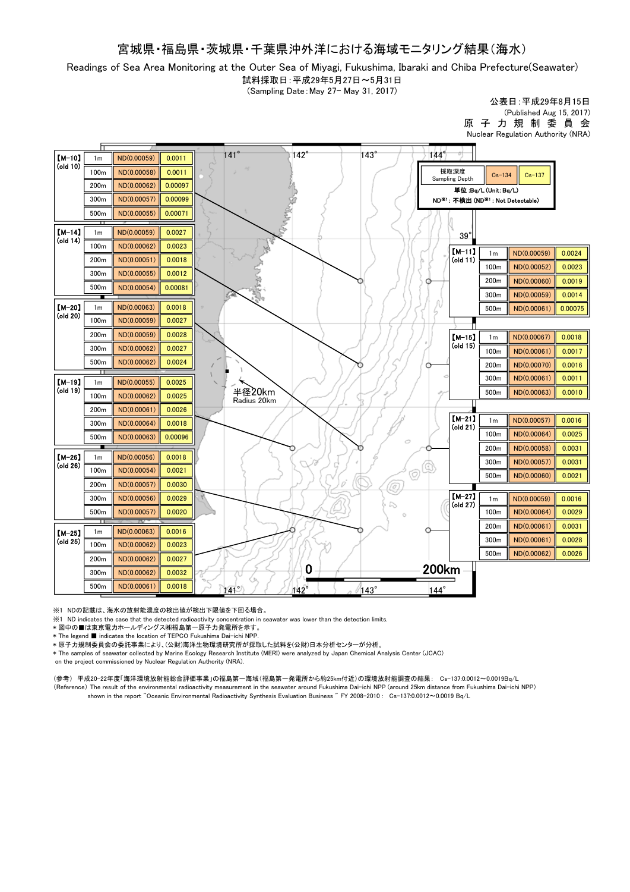# 宮城県・福島県・茨城県・千葉県沖外洋における海域モニタリング結果（海水）

Readings of Sea Area Monitoring at the Outer Sea of Miyagi, Fukushima, Ibaraki and Chiba Prefecture(Seawater)

試料採取日：平成29年5月27日～5月31日

(Sampling Date：May 27- May 31, 2017)

公表日：平成29年8月15日

(Published Aug 15, 2017)

原子力規制委員会

Nuclear Regulation Authority (NRA)

| 採取深度 Sampling Depth | Cs-134 | Cs-137 |
|---|---|---|

単位：Bq/L (Unit：Bq/L)

ND※1：不検出 (ND※1：Not Detectable)

| Station | 採取深度 | Cs-134 | Cs-137 |
|---|---|---|---|
| 【M-10】(old 10) | 1m | ND(0.00059) | 0.0011 |
| | 100m | ND(0.00058) | 0.0011 |
| | 200m | ND(0.00062) | 0.00097 |
| | 300m | ND(0.00057) | 0.00099 |
| | 500m | ND(0.00055) | 0.00071 |
| 【M-14】(old 14) | 1m | ND(0.00059) | 0.0027 |
| | 100m | ND(0.00062) | 0.0023 |
| | 200m | ND(0.00051) | 0.0018 |
| | 300m | ND(0.00055) | 0.0012 |
| | 500m | ND(0.00054) | 0.00081 |
| 【M-20】(old 20) | 1m | ND(0.00063) | 0.0018 |
| | 100m | ND(0.00059) | 0.0027 |
| | 200m | ND(0.00059) | 0.0028 |
| | 300m | ND(0.00062) | 0.0027 |
| | 500m | ND(0.00062) | 0.0024 |
| 【M-19】(old 19) | 1m | ND(0.00055) | 0.0025 |
| | 100m | ND(0.00062) | 0.0025 |
| | 200m | ND(0.00061) | 0.0026 |
| | 300m | ND(0.00064) | 0.0018 |
| | 500m | ND(0.00063) | 0.00096 |
| 【M-26】(old 26) | 1m | ND(0.00056) | 0.0018 |
| | 100m | ND(0.00054) | 0.0021 |
| | 200m | ND(0.00057) | 0.0030 |
| | 300m | ND(0.00056) | 0.0029 |
| | 500m | ND(0.00057) | 0.0020 |
| 【M-25】(old 25) | 1m | ND(0.00063) | 0.0016 |
| | 100m | ND(0.00062) | 0.0023 |
| | 200m | ND(0.00062) | 0.0027 |
| | 300m | ND(0.00062) | 0.0032 |
| | 500m | ND(0.00061) | 0.0018 |
| 【M-11】(old 11) | 1m | ND(0.00059) | 0.0024 |
| | 100m | ND(0.00052) | 0.0023 |
| | 200m | ND(0.00060) | 0.0019 |
| | 300m | ND(0.00059) | 0.0014 |
| | 500m | ND(0.00061) | 0.00075 |
| 【M-15】(old 15) | 1m | ND(0.00067) | 0.0018 |
| | 100m | ND(0.00061) | 0.0017 |
| | 200m | ND(0.00070) | 0.0016 |
| | 300m | ND(0.00061) | 0.0011 |
| | 500m | ND(0.00063) | 0.0010 |
| 【M-21】(old 21) | 1m | ND(0.00057) | 0.0016 |
| | 100m | ND(0.00064) | 0.0025 |
| | 200m | ND(0.00058) | 0.0031 |
| | 300m | ND(0.00057) | 0.0031 |
| | 500m | ND(0.00060) | 0.0021 |
| 【M-27】(old 27) | 1m | ND(0.00059) | 0.0016 |
| | 100m | ND(0.00064) | 0.0029 |
| | 200m | ND(0.00061) | 0.0031 |
| | 300m | ND(0.00061) | 0.0028 |
| | 500m | ND(0.00062) | 0.0026 |

141°
142°
143°
144°
39°
半径20km
Radius 20km
0
200km

※1 NDの記載は、海水の放射能濃度の検出値が検出下限値を下回る場合。

※1 ND indicates the case that the detected radioactivity concentration in seawater was lower than the detection limits.

＊図中の■は東京電力ホールディングス(株)福島第一原子力発電所を示す。

＊The legend ■ indicates the location of TEPCO Fukushima Dai-ichi NPP.

＊原子力規制委員会の委託事業により、(公財)海洋生物環境研究所が採取した試料を(公財)日本分析センターが分析。

＊The samples of seawater collected by Marine Ecology Research Institute (MERI) were analyzed by Japan Chemical Analysis Center (JCAC) on the project commissioned by Nuclear Regulation Authority (NRA).

(参考) 平成20-22年度「海洋環境放射能総合評価事業」の福島第一海域（福島第一発電所から約25km付近）の環境放射能調査の結果： Cs-137:0.0012～0.0019Bq/L

(Reference) The result of the environmental radioactivity measurement in the seawater around Fukushima Dai-ichi NPP (around 25km distance from Fukushima Dai-ichi NPP) shown in the report "Oceanic Environmental Radioactivity Synthesis Evaluation Business" FY 2008-2010 : Cs-137:0.0012～0.0019 Bq/L